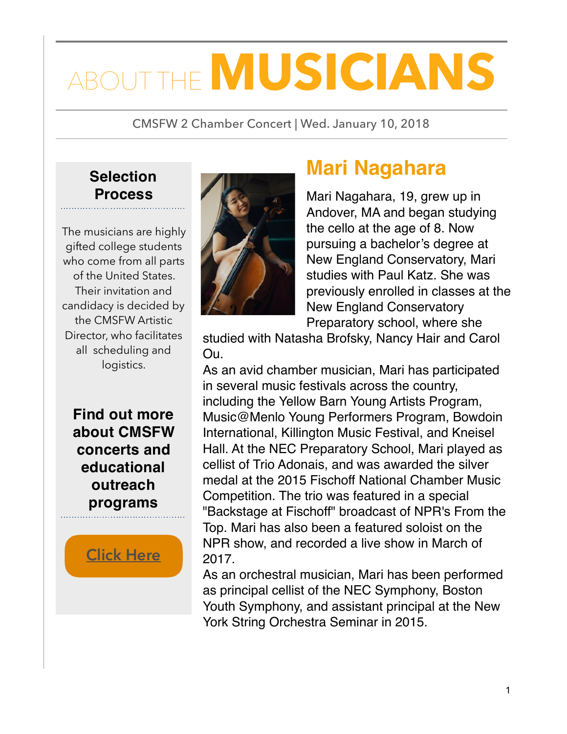# ABOUT THE MUSICIANS

CMSFW 2 Chamber Concert | Wed. January 10, 2018

## Mari Nagahara

Mari Nagahara, 19, grew up in Andover, MA and began studying the cello at the age of 8. Now pursuing a bachelor's degree at New England Conservatory, Mari studies with Paul Katz. She was previously enrolled in classes at the New England Conservatory Preparatory school, where she studied with Natasha Brofsky, Nancy Hair and Carol Ou.

As an avid chamber musician, Mari has participated in several music festivals across the country, including the Yellow Barn Young Artists Program, Music@Menlo Young Performers Program, Bowdoin International, Killington Music Festival, and Kneisel Hall. At the NEC Preparatory School, Mari played as cellist of Trio Adonais, and was awarded the silver medal at the 2015 Fischoff National Chamber Music Competition. The trio was featured in a special "Backstage at Fischoff" broadcast of NPR's From the Top. Mari has also been a featured soloist on the NPR show, and recorded a live show in March of 2017.

As an orchestral musician, Mari has been performed as principal cellist of the NEC Symphony, Boston Youth Symphony, and assistant principal at the New York String Orchestra Seminar in 2015.

### Selection Process

The musicians are highly gifted college students who come from all parts of the United States. Their invitation and candidacy is decided by the CMSFW Artistic Director, who facilitates all scheduling and logistics.

### Find out more about CMSFW concerts and educational outreach programs

Click Here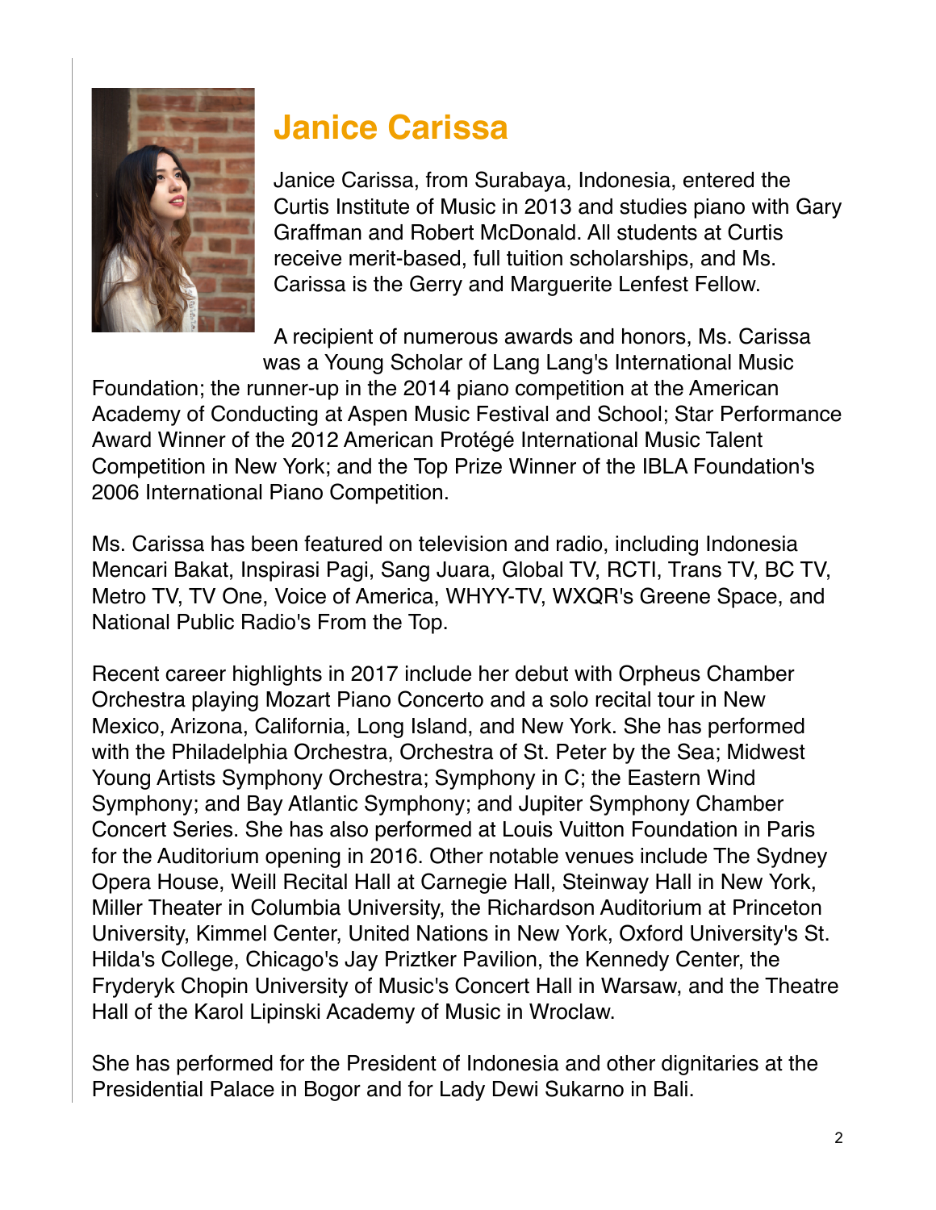# Janice Carissa

Janice Carissa, from Surabaya, Indonesia, entered the Curtis Institute of Music in 2013 and studies piano with Gary Graffman and Robert McDonald. All students at Curtis receive merit-based, full tuition scholarships, and Ms. Carissa is the Gerry and Marguerite Lenfest Fellow.

A recipient of numerous awards and honors, Ms. Carissa was a Young Scholar of Lang Lang's International Music Foundation; the runner-up in the 2014 piano competition at the American Academy of Conducting at Aspen Music Festival and School; Star Performance Award Winner of the 2012 American Protégé International Music Talent Competition in New York; and the Top Prize Winner of the IBLA Foundation's 2006 International Piano Competition.

Ms. Carissa has been featured on television and radio, including Indonesia Mencari Bakat, Inspirasi Pagi, Sang Juara, Global TV, RCTI, Trans TV, BC TV, Metro TV, TV One, Voice of America, WHYY-TV, WXQR's Greene Space, and National Public Radio's From the Top.

Recent career highlights in 2017 include her debut with Orpheus Chamber Orchestra playing Mozart Piano Concerto and a solo recital tour in New Mexico, Arizona, California, Long Island, and New York. She has performed with the Philadelphia Orchestra, Orchestra of St. Peter by the Sea; Midwest Young Artists Symphony Orchestra; Symphony in C; the Eastern Wind Symphony; and Bay Atlantic Symphony; and Jupiter Symphony Chamber Concert Series. She has also performed at Louis Vuitton Foundation in Paris for the Auditorium opening in 2016. Other notable venues include The Sydney Opera House, Weill Recital Hall at Carnegie Hall, Steinway Hall in New York, Miller Theater in Columbia University, the Richardson Auditorium at Princeton University, Kimmel Center, United Nations in New York, Oxford University's St. Hilda's College, Chicago's Jay Priztker Pavilion, the Kennedy Center, the Fryderyk Chopin University of Music's Concert Hall in Warsaw, and the Theatre Hall of the Karol Lipinski Academy of Music in Wroclaw.

She has performed for the President of Indonesia and other dignitaries at the Presidential Palace in Bogor and for Lady Dewi Sukarno in Bali.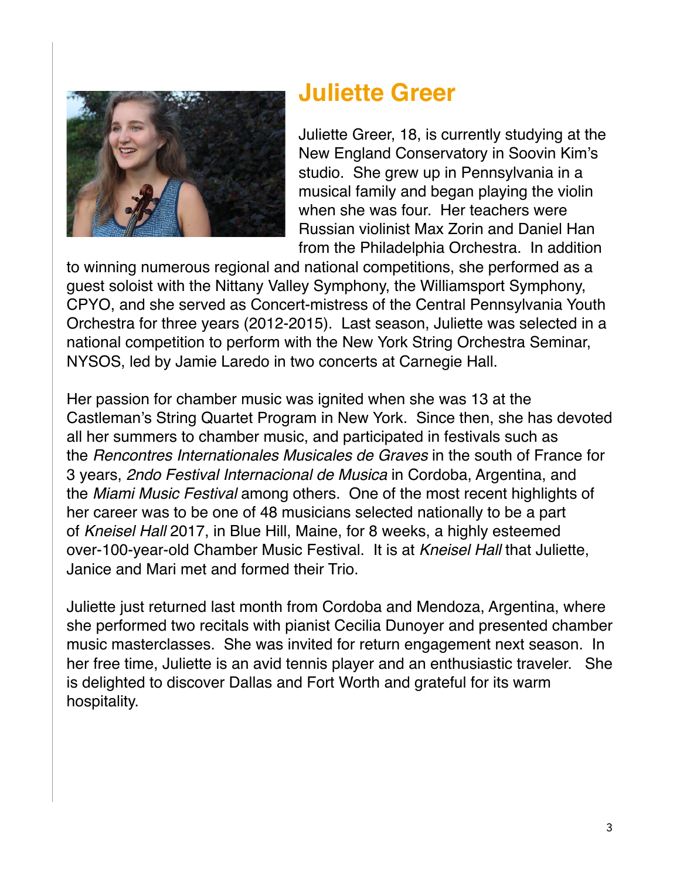# Juliette Greer

Juliette Greer, 18, is currently studying at the New England Conservatory in Soovin Kim's studio. She grew up in Pennsylvania in a musical family and began playing the violin when she was four. Her teachers were Russian violinist Max Zorin and Daniel Han from the Philadelphia Orchestra. In addition to winning numerous regional and national competitions, she performed as a guest soloist with the Nittany Valley Symphony, the Williamsport Symphony, CPYO, and she served as Concert-mistress of the Central Pennsylvania Youth Orchestra for three years (2012-2015). Last season, Juliette was selected in a national competition to perform with the New York String Orchestra Seminar, NYSOS, led by Jamie Laredo in two concerts at Carnegie Hall.

Her passion for chamber music was ignited when she was 13 at the Castleman's String Quartet Program in New York. Since then, she has devoted all her summers to chamber music, and participated in festivals such as the *Rencontres Internationales Musicales de Graves* in the south of France for 3 years, *2ndo Festival Internacional de Musica* in Cordoba, Argentina, and the *Miami Music Festival* among others. One of the most recent highlights of her career was to be one of 48 musicians selected nationally to be a part of *Kneisel Hall* 2017, in Blue Hill, Maine, for 8 weeks, a highly esteemed over-100-year-old Chamber Music Festival. It is at *Kneisel Hall* that Juliette, Janice and Mari met and formed their Trio.

Juliette just returned last month from Cordoba and Mendoza, Argentina, where she performed two recitals with pianist Cecilia Dunoyer and presented chamber music masterclasses. She was invited for return engagement next season. In her free time, Juliette is an avid tennis player and an enthusiastic traveler. She is delighted to discover Dallas and Fort Worth and grateful for its warm hospitality.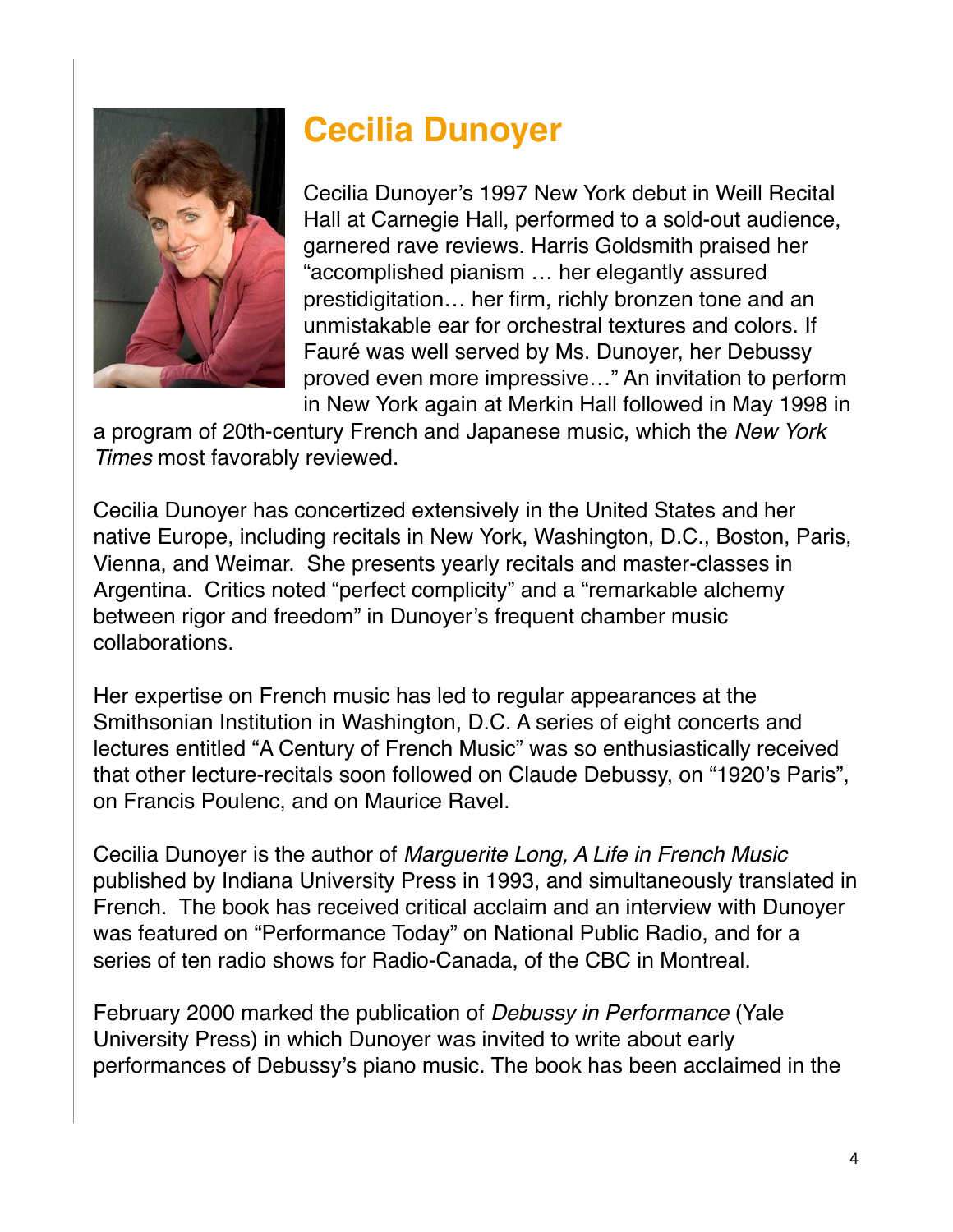## Cecilia Dunoyer

Cecilia Dunoyer's 1997 New York debut in Weill Recital Hall at Carnegie Hall, performed to a sold-out audience, garnered rave reviews. Harris Goldsmith praised her "accomplished pianism … her elegantly assured prestidigitation… her firm, richly bronzen tone and an unmistakable ear for orchestral textures and colors. If Fauré was well served by Ms. Dunoyer, her Debussy proved even more impressive…" An invitation to perform in New York again at Merkin Hall followed in May 1998 in a program of 20th-century French and Japanese music, which the *New York Times* most favorably reviewed.

Cecilia Dunoyer has concertized extensively in the United States and her native Europe, including recitals in New York, Washington, D.C., Boston, Paris, Vienna, and Weimar. She presents yearly recitals and master-classes in Argentina. Critics noted "perfect complicity" and a "remarkable alchemy between rigor and freedom" in Dunoyer's frequent chamber music collaborations.

Her expertise on French music has led to regular appearances at the Smithsonian Institution in Washington, D.C. A series of eight concerts and lectures entitled "A Century of French Music" was so enthusiastically received that other lecture-recitals soon followed on Claude Debussy, on "1920's Paris", on Francis Poulenc, and on Maurice Ravel.

Cecilia Dunoyer is the author of *Marguerite Long, A Life in French Music* published by Indiana University Press in 1993, and simultaneously translated in French. The book has received critical acclaim and an interview with Dunoyer was featured on "Performance Today" on National Public Radio, and for a series of ten radio shows for Radio-Canada, of the CBC in Montreal.

February 2000 marked the publication of *Debussy in Performance* (Yale University Press) in which Dunoyer was invited to write about early performances of Debussy's piano music. The book has been acclaimed in the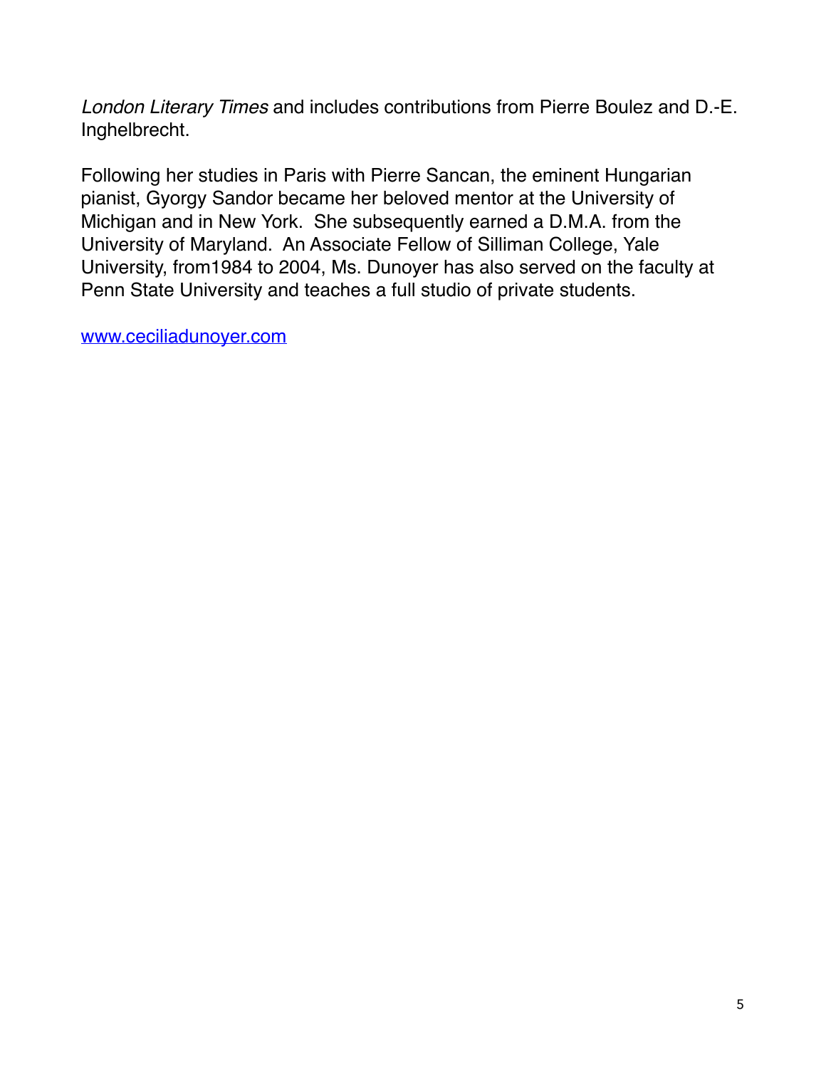*London Literary Times* and includes contributions from Pierre Boulez and D.-E. Inghelbrecht.

Following her studies in Paris with Pierre Sancan, the eminent Hungarian pianist, Gyorgy Sandor became her beloved mentor at the University of Michigan and in New York. She subsequently earned a D.M.A. from the University of Maryland. An Associate Fellow of Silliman College, Yale University, from1984 to 2004, Ms. Dunoyer has also served on the faculty at Penn State University and teaches a full studio of private students.

[www.ceciliadunoyer.com](http://www.ceciliadunoyer.com)